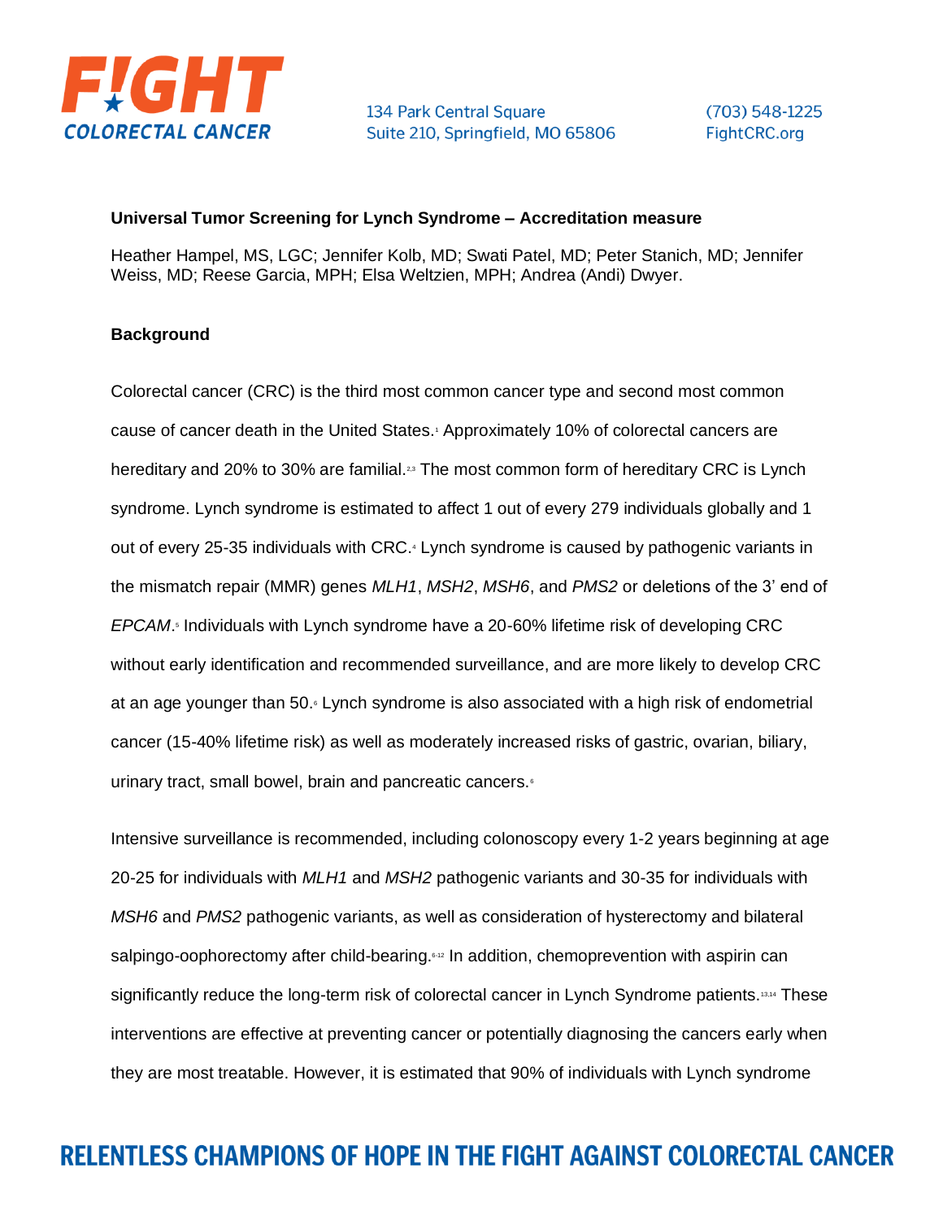**Universal Tumor Screening for Lynch Syndrome – Accreditation measure**

Heather Hampel, MS, LGC; Jennifer Kolb, MD; Swati Patel, MD; Peter Stanich, MD; Jennifer Weiss, MD; Reese Garcia, MPH; Elsa Weltzien, MPH; Andrea (Andi) Dwyer.

**Background**

Colorectal cancer (CRC) is the third most common cancer type and second most common cause of cancer death in the United States.[1] Approximately 10% of colorectal cancers are hereditary and 20% to 30% are familial.[2,3] The most common form of hereditary CRC is Lynch syndrome. Lynch syndrome is estimated to affect 1 out of every 279 individuals globally and 1 out of every 25-35 individuals with CRC.[4] Lynch syndrome is caused by pathogenic variants in the mismatch repair (MMR) genes *MLH1*, *MSH2*, *MSH6*, and *PMS2* or deletions of the 3' end of *EPCAM*.[5] Individuals with Lynch syndrome have a 20-60% lifetime risk of developing CRC without early identification and recommended surveillance, and are more likely to develop CRC at an age younger than 50.[6] Lynch syndrome is also associated with a high risk of endometrial cancer (15-40% lifetime risk) as well as moderately increased risks of gastric, ovarian, biliary, urinary tract, small bowel, brain and pancreatic cancers.[6]

Intensive surveillance is recommended, including colonoscopy every 1-2 years beginning at age 20-25 for individuals with *MLH1* and *MSH2* pathogenic variants and 30-35 for individuals with *MSH6* and *PMS2* pathogenic variants, as well as consideration of hysterectomy and bilateral salpingo-oophorectomy after child-bearing.[6-12] In addition, chemoprevention with aspirin can significantly reduce the long-term risk of colorectal cancer in Lynch Syndrome patients.[13,14] These interventions are effective at preventing cancer or potentially diagnosing the cancers early when they are most treatable. However, it is estimated that 90% of individuals with Lynch syndrome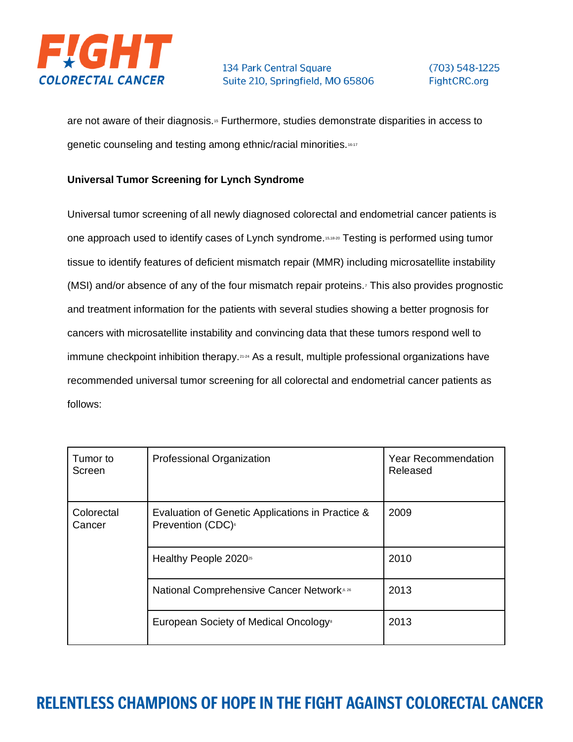are not aware of their diagnosis.[15] Furthermore, studies demonstrate disparities in access to genetic counseling and testing among ethnic/racial minorities.[16-17]

**Universal Tumor Screening for Lynch Syndrome**

Universal tumor screening of all newly diagnosed colorectal and endometrial cancer patients is one approach used to identify cases of Lynch syndrome.[15,18-20] Testing is performed using tumor tissue to identify features of deficient mismatch repair (MMR) including microsatellite instability (MSI) and/or absence of any of the four mismatch repair proteins.[7] This also provides prognostic and treatment information for the patients with several studies showing a better prognosis for cancers with microsatellite instability and convincing data that these tumors respond well to immune checkpoint inhibition therapy.[21-24] As a result, multiple professional organizations have recommended universal tumor screening for all colorectal and endometrial cancer patients as follows:

| Tumor to Screen | Professional Organization | Year Recommendation Released |
|---|---|---|
| Colorectal Cancer | Evaluation of Genetic Applications in Practice & Prevention (CDC)[6] | 2009 |
| | Healthy People 2020[25] | 2010 |
| | National Comprehensive Cancer Network[6, 26] | 2013 |
| | European Society of Medical Oncology[8] | 2013 |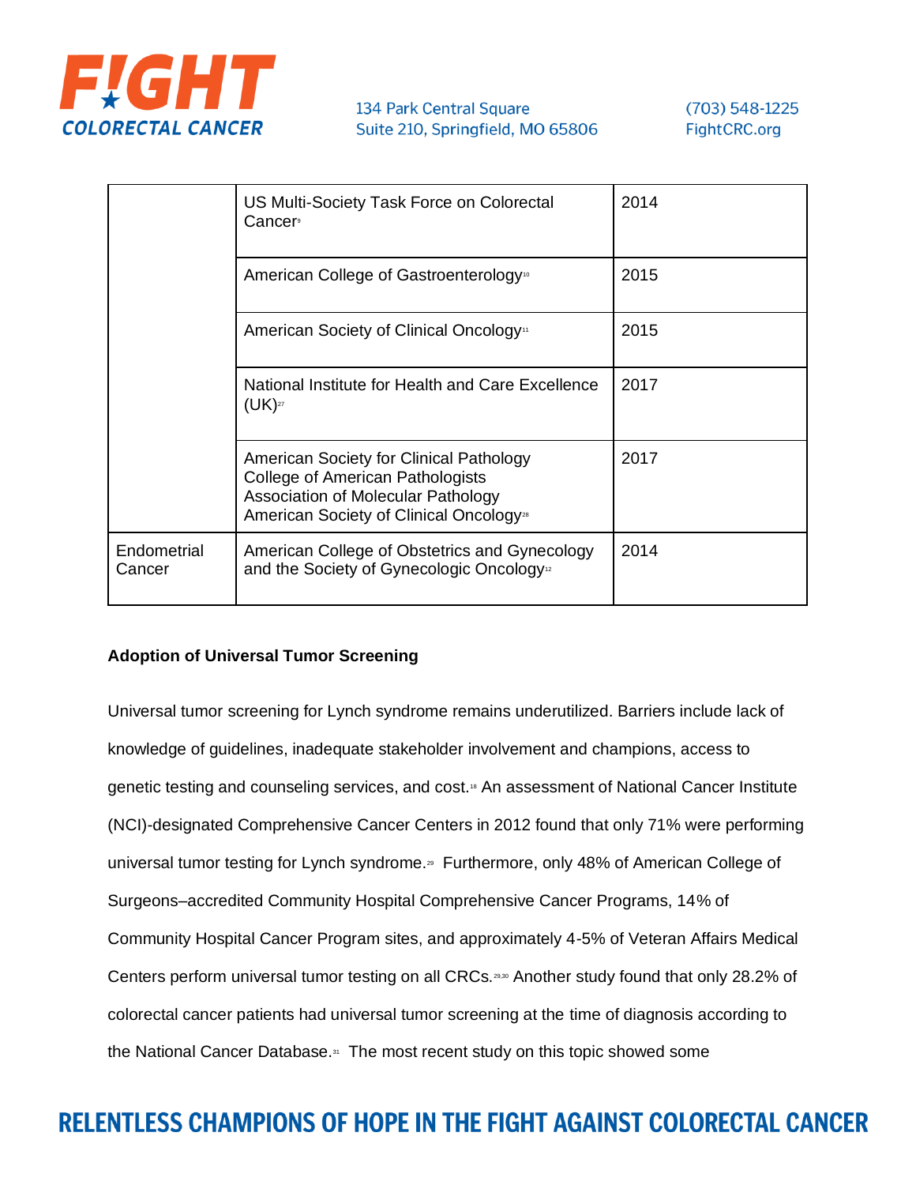| | | |
|---|---|---|
| | US Multi-Society Task Force on Colorectal Cancer[9] | 2014 |
| | American College of Gastroenterology[10] | 2015 |
| | American Society of Clinical Oncology[11] | 2015 |
| | National Institute for Health and Care Excellence (UK)[27] | 2017 |
| | American Society for Clinical Pathology College of American Pathologists Association of Molecular Pathology American Society of Clinical Oncology[28] | 2017 |
| Endometrial Cancer | American College of Obstetrics and Gynecology and the Society of Gynecologic Oncology[12] | 2014 |

**Adoption of Universal Tumor Screening**

Universal tumor screening for Lynch syndrome remains underutilized. Barriers include lack of knowledge of guidelines, inadequate stakeholder involvement and champions, access to genetic testing and counseling services, and cost.[18] An assessment of National Cancer Institute (NCI)-designated Comprehensive Cancer Centers in 2012 found that only 71% were performing universal tumor testing for Lynch syndrome.[29] Furthermore, only 48% of American College of Surgeons–accredited Community Hospital Comprehensive Cancer Programs, 14% of Community Hospital Cancer Program sites, and approximately 4-5% of Veteran Affairs Medical Centers perform universal tumor testing on all CRCs.[29,30] Another study found that only 28.2% of colorectal cancer patients had universal tumor screening at the time of diagnosis according to the National Cancer Database.[31] The most recent study on this topic showed some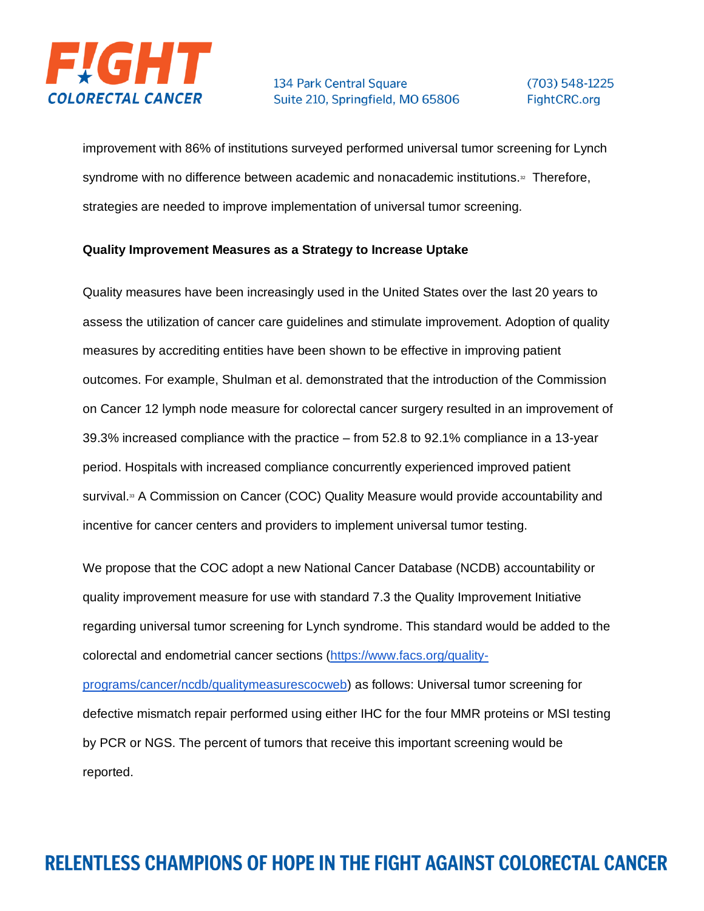improvement with 86% of institutions surveyed performed universal tumor screening for Lynch syndrome with no difference between academic and nonacademic institutions.[32] Therefore, strategies are needed to improve implementation of universal tumor screening.

**Quality Improvement Measures as a Strategy to Increase Uptake**

Quality measures have been increasingly used in the United States over the last 20 years to assess the utilization of cancer care guidelines and stimulate improvement. Adoption of quality measures by accrediting entities have been shown to be effective in improving patient outcomes. For example, Shulman et al. demonstrated that the introduction of the Commission on Cancer 12 lymph node measure for colorectal cancer surgery resulted in an improvement of 39.3% increased compliance with the practice – from 52.8 to 92.1% compliance in a 13-year period. Hospitals with increased compliance concurrently experienced improved patient survival.[33] A Commission on Cancer (COC) Quality Measure would provide accountability and incentive for cancer centers and providers to implement universal tumor testing.

We propose that the COC adopt a new National Cancer Database (NCDB) accountability or quality improvement measure for use with standard 7.3 the Quality Improvement Initiative regarding universal tumor screening for Lynch syndrome. This standard would be added to the colorectal and endometrial cancer sections (https://www.facs.org/quality-programs/cancer/ncdb/qualitymeasurescocweb) as follows: Universal tumor screening for defective mismatch repair performed using either IHC for the four MMR proteins or MSI testing by PCR or NGS. The percent of tumors that receive this important screening would be reported.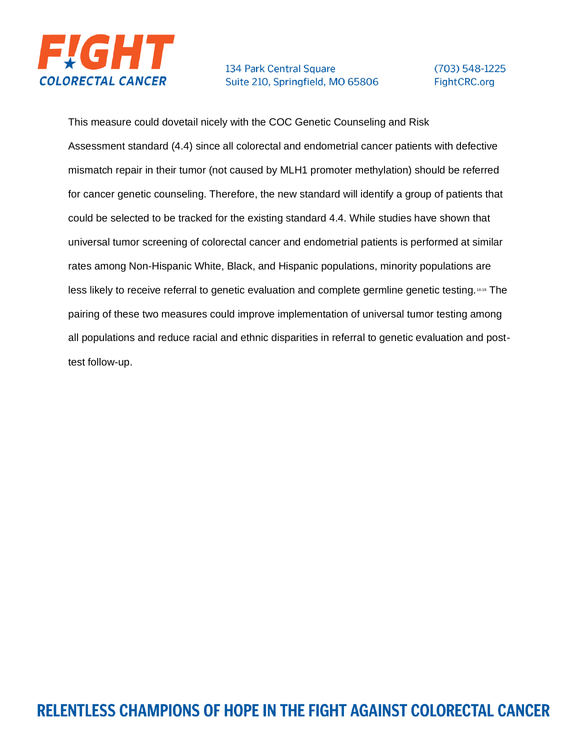This measure could dovetail nicely with the COC Genetic Counseling and Risk Assessment standard (4.4) since all colorectal and endometrial cancer patients with defective mismatch repair in their tumor (not caused by MLH1 promoter methylation) should be referred for cancer genetic counseling. Therefore, the new standard will identify a group of patients that could be selected to be tracked for the existing standard 4.4. While studies have shown that universal tumor screening of colorectal cancer and endometrial patients is performed at similar rates among Non-Hispanic White, Black, and Hispanic populations, minority populations are less likely to receive referral to genetic evaluation and complete germline genetic testing.[16-18] The pairing of these two measures could improve implementation of universal tumor testing among all populations and reduce racial and ethnic disparities in referral to genetic evaluation and post-test follow-up.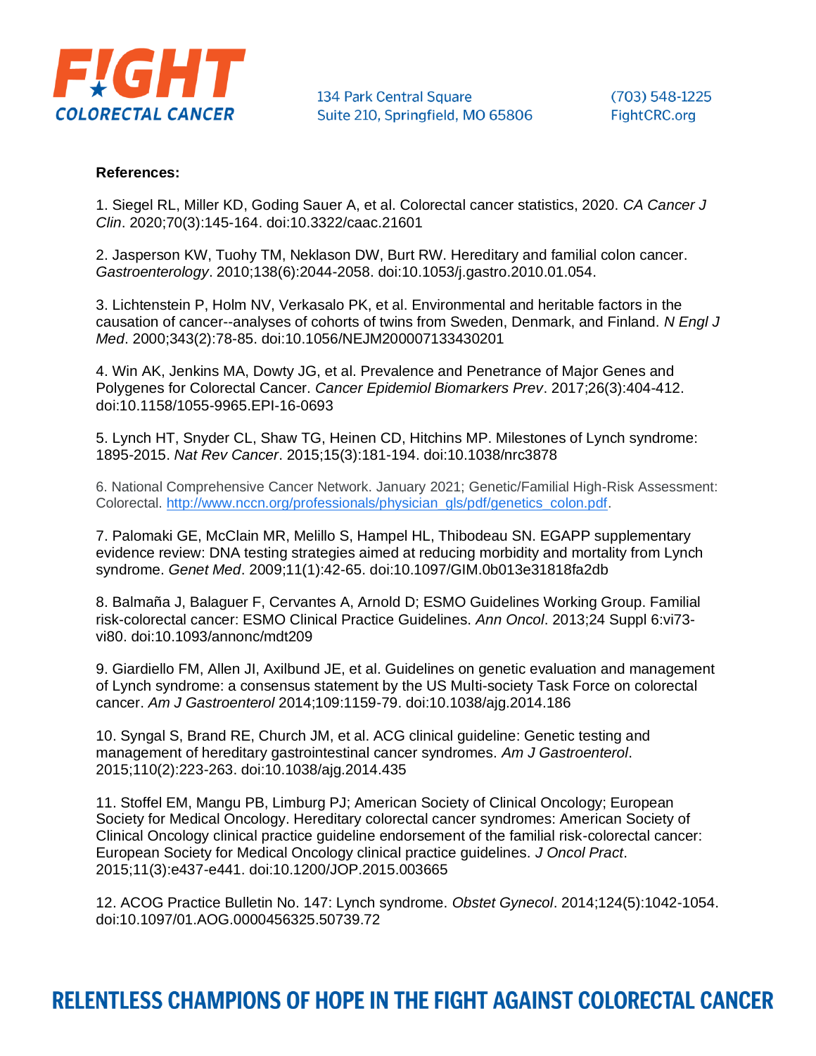**References:**

1. Siegel RL, Miller KD, Goding Sauer A, et al. Colorectal cancer statistics, 2020. *CA Cancer J Clin*. 2020;70(3):145-164. doi:10.3322/caac.21601

2. Jasperson KW, Tuohy TM, Neklason DW, Burt RW. Hereditary and familial colon cancer. *Gastroenterology*. 2010;138(6):2044-2058. doi:10.1053/j.gastro.2010.01.054.

3. Lichtenstein P, Holm NV, Verkasalo PK, et al. Environmental and heritable factors in the causation of cancer--analyses of cohorts of twins from Sweden, Denmark, and Finland. *N Engl J Med*. 2000;343(2):78-85. doi:10.1056/NEJM200007133430201

4. Win AK, Jenkins MA, Dowty JG, et al. Prevalence and Penetrance of Major Genes and Polygenes for Colorectal Cancer. *Cancer Epidemiol Biomarkers Prev*. 2017;26(3):404-412. doi:10.1158/1055-9965.EPI-16-0693

5. Lynch HT, Snyder CL, Shaw TG, Heinen CD, Hitchins MP. Milestones of Lynch syndrome: 1895-2015. *Nat Rev Cancer*. 2015;15(3):181-194. doi:10.1038/nrc3878

6. National Comprehensive Cancer Network. January 2021; Genetic/Familial High-Risk Assessment: Colorectal. [http://www.nccn.org/professionals/physician_gls/pdf/genetics_colon.pdf](http://www.nccn.org/professionals/physician_gls/pdf/genetics_colon.pdf).

7. Palomaki GE, McClain MR, Melillo S, Hampel HL, Thibodeau SN. EGAPP supplementary evidence review: DNA testing strategies aimed at reducing morbidity and mortality from Lynch syndrome. *Genet Med*. 2009;11(1):42-65. doi:10.1097/GIM.0b013e31818fa2db

8. Balmaña J, Balaguer F, Cervantes A, Arnold D; ESMO Guidelines Working Group. Familial risk-colorectal cancer: ESMO Clinical Practice Guidelines. *Ann Oncol*. 2013;24 Suppl 6:vi73-vi80. doi:10.1093/annonc/mdt209

9. Giardiello FM, Allen JI, Axilbund JE, et al. Guidelines on genetic evaluation and management of Lynch syndrome: a consensus statement by the US Multi-society Task Force on colorectal cancer. *Am J Gastroenterol* 2014;109:1159-79. doi:10.1038/ajg.2014.186

10. Syngal S, Brand RE, Church JM, et al. ACG clinical guideline: Genetic testing and management of hereditary gastrointestinal cancer syndromes. *Am J Gastroenterol*. 2015;110(2):223-263. doi:10.1038/ajg.2014.435

11. Stoffel EM, Mangu PB, Limburg PJ; American Society of Clinical Oncology; European Society for Medical Oncology. Hereditary colorectal cancer syndromes: American Society of Clinical Oncology clinical practice guideline endorsement of the familial risk-colorectal cancer: European Society for Medical Oncology clinical practice guidelines. *J Oncol Pract*. 2015;11(3):e437-e441. doi:10.1200/JOP.2015.003665

12. ACOG Practice Bulletin No. 147: Lynch syndrome. *Obstet Gynecol*. 2014;124(5):1042-1054. doi:10.1097/01.AOG.0000456325.50739.72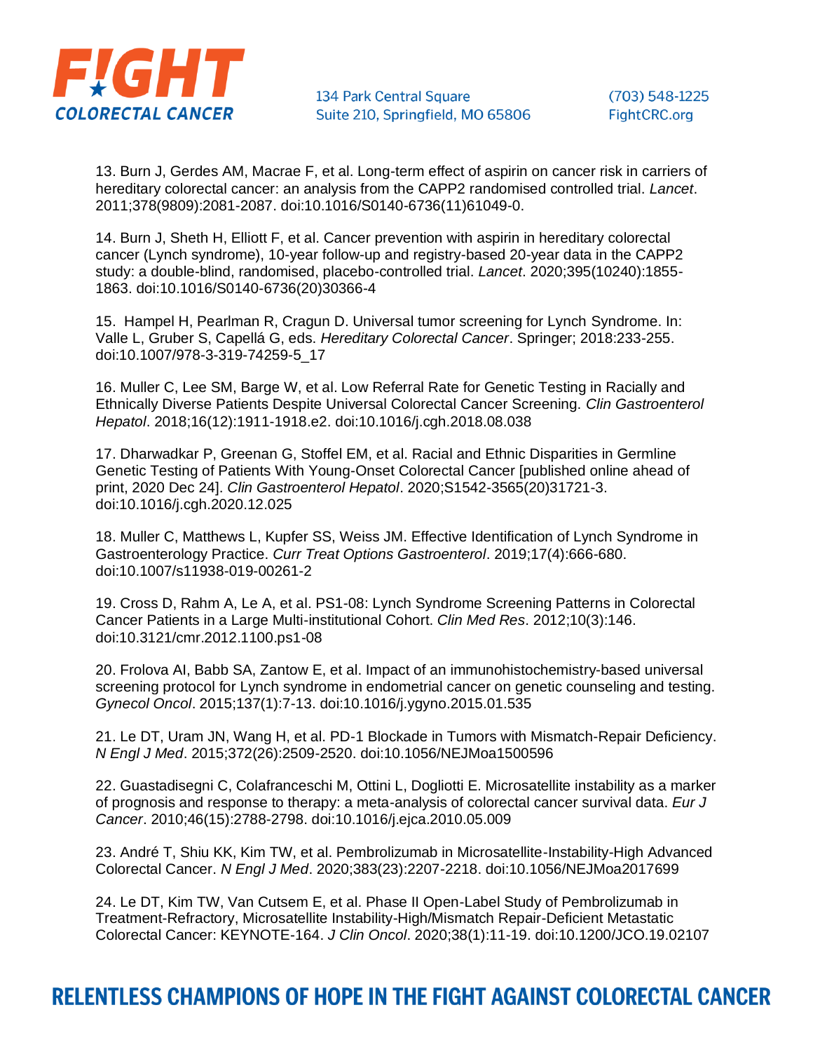13. Burn J, Gerdes AM, Macrae F, et al. Long-term effect of aspirin on cancer risk in carriers of hereditary colorectal cancer: an analysis from the CAPP2 randomised controlled trial. *Lancet*. 2011;378(9809):2081-2087. doi:10.1016/S0140-6736(11)61049-0.

14. Burn J, Sheth H, Elliott F, et al. Cancer prevention with aspirin in hereditary colorectal cancer (Lynch syndrome), 10-year follow-up and registry-based 20-year data in the CAPP2 study: a double-blind, randomised, placebo-controlled trial. *Lancet*. 2020;395(10240):1855-1863. doi:10.1016/S0140-6736(20)30366-4

15. Hampel H, Pearlman R, Cragun D. Universal tumor screening for Lynch Syndrome. In: Valle L, Gruber S, Capellá G, eds. *Hereditary Colorectal Cancer*. Springer; 2018:233-255. doi:10.1007/978-3-319-74259-5_17

16. Muller C, Lee SM, Barge W, et al. Low Referral Rate for Genetic Testing in Racially and Ethnically Diverse Patients Despite Universal Colorectal Cancer Screening. *Clin Gastroenterol Hepatol*. 2018;16(12):1911-1918.e2. doi:10.1016/j.cgh.2018.08.038

17. Dharwadkar P, Greenan G, Stoffel EM, et al. Racial and Ethnic Disparities in Germline Genetic Testing of Patients With Young-Onset Colorectal Cancer [published online ahead of print, 2020 Dec 24]. *Clin Gastroenterol Hepatol*. 2020;S1542-3565(20)31721-3. doi:10.1016/j.cgh.2020.12.025

18. Muller C, Matthews L, Kupfer SS, Weiss JM. Effective Identification of Lynch Syndrome in Gastroenterology Practice. *Curr Treat Options Gastroenterol*. 2019;17(4):666-680. doi:10.1007/s11938-019-00261-2

19. Cross D, Rahm A, Le A, et al. PS1-08: Lynch Syndrome Screening Patterns in Colorectal Cancer Patients in a Large Multi-institutional Cohort. *Clin Med Res*. 2012;10(3):146. doi:10.3121/cmr.2012.1100.ps1-08

20. Frolova AI, Babb SA, Zantow E, et al. Impact of an immunohistochemistry-based universal screening protocol for Lynch syndrome in endometrial cancer on genetic counseling and testing. *Gynecol Oncol*. 2015;137(1):7-13. doi:10.1016/j.ygyno.2015.01.535

21. Le DT, Uram JN, Wang H, et al. PD-1 Blockade in Tumors with Mismatch-Repair Deficiency. *N Engl J Med*. 2015;372(26):2509-2520. doi:10.1056/NEJMoa1500596

22. Guastadisegni C, Colafranceschi M, Ottini L, Dogliotti E. Microsatellite instability as a marker of prognosis and response to therapy: a meta-analysis of colorectal cancer survival data. *Eur J Cancer*. 2010;46(15):2788-2798. doi:10.1016/j.ejca.2010.05.009

23. André T, Shiu KK, Kim TW, et al. Pembrolizumab in Microsatellite-Instability-High Advanced Colorectal Cancer. *N Engl J Med*. 2020;383(23):2207-2218. doi:10.1056/NEJMoa2017699

24. Le DT, Kim TW, Van Cutsem E, et al. Phase II Open-Label Study of Pembrolizumab in Treatment-Refractory, Microsatellite Instability-High/Mismatch Repair-Deficient Metastatic Colorectal Cancer: KEYNOTE-164. *J Clin Oncol*. 2020;38(1):11-19. doi:10.1200/JCO.19.02107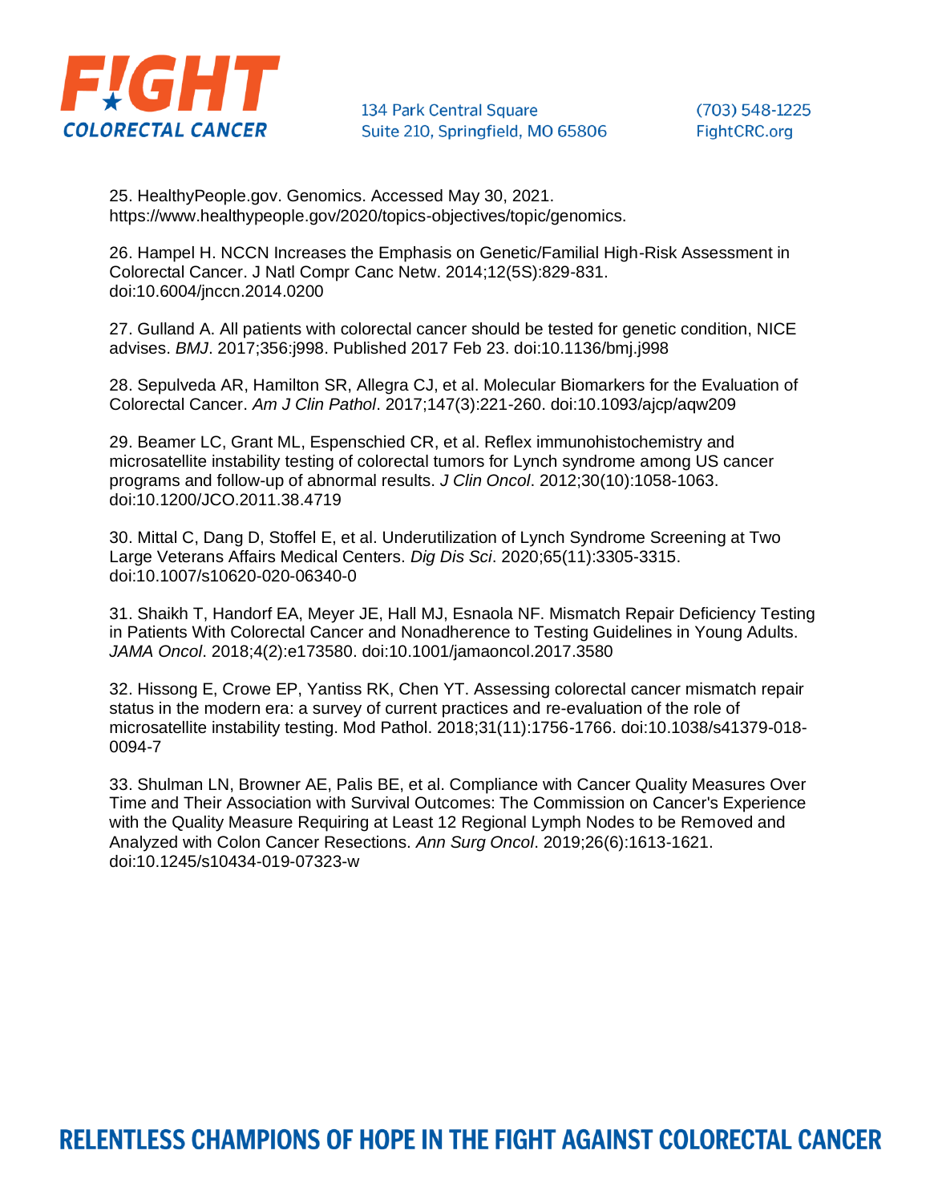25. HealthyPeople.gov. Genomics. Accessed May 30, 2021. https://www.healthypeople.gov/2020/topics-objectives/topic/genomics.

26. Hampel H. NCCN Increases the Emphasis on Genetic/Familial High-Risk Assessment in Colorectal Cancer. J Natl Compr Canc Netw. 2014;12(5S):829-831. doi:10.6004/jnccn.2014.0200

27. Gulland A. All patients with colorectal cancer should be tested for genetic condition, NICE advises. *BMJ*. 2017;356:j998. Published 2017 Feb 23. doi:10.1136/bmj.j998

28. Sepulveda AR, Hamilton SR, Allegra CJ, et al. Molecular Biomarkers for the Evaluation of Colorectal Cancer. *Am J Clin Pathol*. 2017;147(3):221-260. doi:10.1093/ajcp/aqw209

29. Beamer LC, Grant ML, Espenschied CR, et al. Reflex immunohistochemistry and microsatellite instability testing of colorectal tumors for Lynch syndrome among US cancer programs and follow-up of abnormal results. *J Clin Oncol*. 2012;30(10):1058-1063. doi:10.1200/JCO.2011.38.4719

30. Mittal C, Dang D, Stoffel E, et al. Underutilization of Lynch Syndrome Screening at Two Large Veterans Affairs Medical Centers. *Dig Dis Sci*. 2020;65(11):3305-3315. doi:10.1007/s10620-020-06340-0

31. Shaikh T, Handorf EA, Meyer JE, Hall MJ, Esnaola NF. Mismatch Repair Deficiency Testing in Patients With Colorectal Cancer and Nonadherence to Testing Guidelines in Young Adults. *JAMA Oncol*. 2018;4(2):e173580. doi:10.1001/jamaoncol.2017.3580

32. Hissong E, Crowe EP, Yantiss RK, Chen YT. Assessing colorectal cancer mismatch repair status in the modern era: a survey of current practices and re-evaluation of the role of microsatellite instability testing. Mod Pathol. 2018;31(11):1756-1766. doi:10.1038/s41379-018-0094-7

33. Shulman LN, Browner AE, Palis BE, et al. Compliance with Cancer Quality Measures Over Time and Their Association with Survival Outcomes: The Commission on Cancer's Experience with the Quality Measure Requiring at Least 12 Regional Lymph Nodes to be Removed and Analyzed with Colon Cancer Resections. *Ann Surg Oncol*. 2019;26(6):1613-1621. doi:10.1245/s10434-019-07323-w